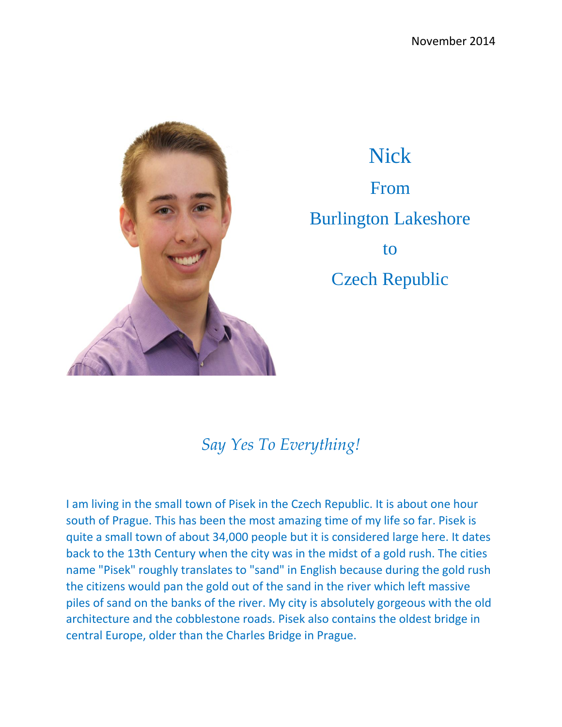November 2014

# Nick

## From

## Burlington Lakeshore

## to

## Czech Republic

*Say Yes To Everything!*

I am living in the small town of Pisek in the Czech Republic. It is about one hour south of Prague. This has been the most amazing time of my life so far. Pisek is quite a small town of about 34,000 people but it is considered large here. It dates back to the 13th Century when the city was in the midst of a gold rush. The cities name "Pisek" roughly translates to "sand" in English because during the gold rush the citizens would pan the gold out of the sand in the river which left massive piles of sand on the banks of the river. My city is absolutely gorgeous with the old architecture and the cobblestone roads. Pisek also contains the oldest bridge in central Europe, older than the Charles Bridge in Prague.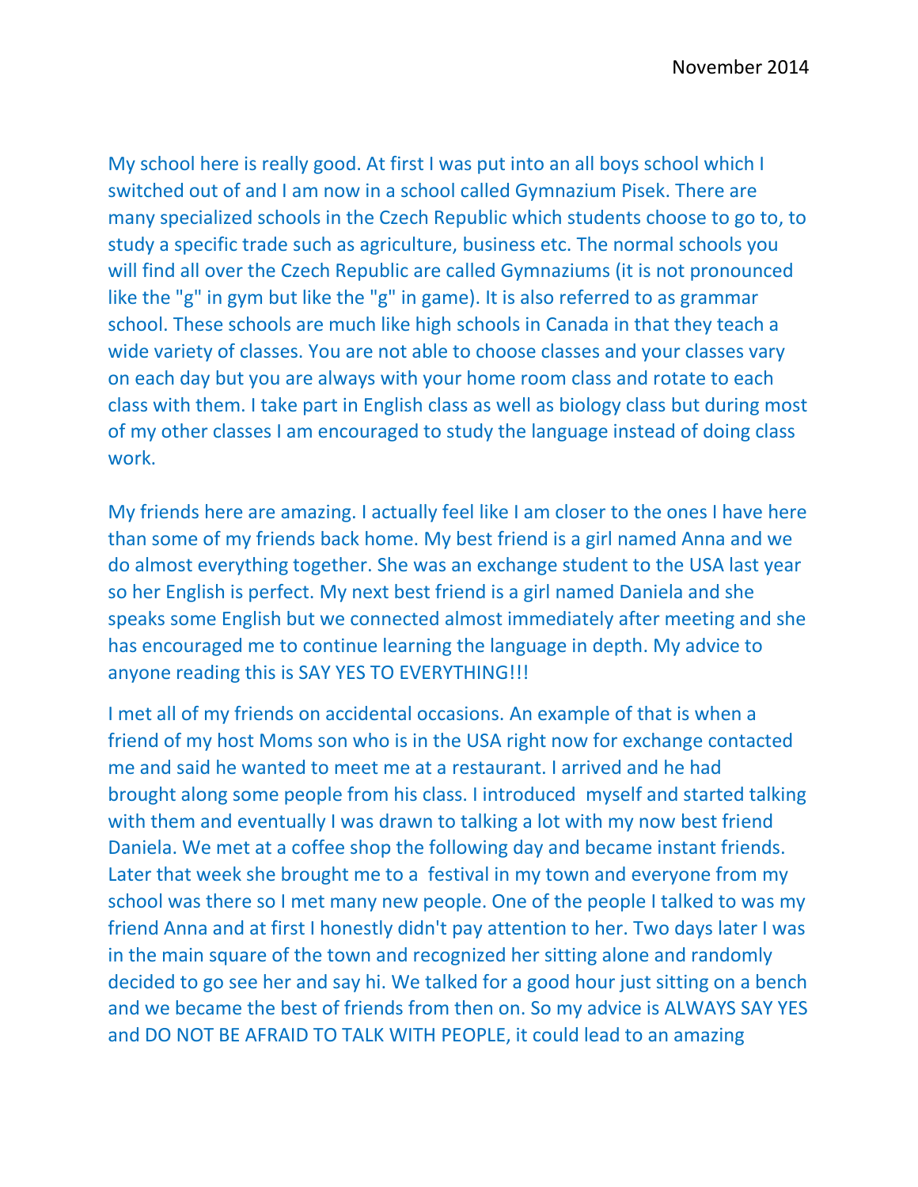November 2014

My school here is really good. At first I was put into an all boys school which I switched out of and I am now in a school called Gymnazium Pisek. There are many specialized schools in the Czech Republic which students choose to go to, to study a specific trade such as agriculture, business etc. The normal schools you will find all over the Czech Republic are called Gymnaziums (it is not pronounced like the "g" in gym but like the "g" in game). It is also referred to as grammar school. These schools are much like high schools in Canada in that they teach a wide variety of classes. You are not able to choose classes and your classes vary on each day but you are always with your home room class and rotate to each class with them. I take part in English class as well as biology class but during most of my other classes I am encouraged to study the language instead of doing class work.

My friends here are amazing. I actually feel like I am closer to the ones I have here than some of my friends back home. My best friend is a girl named Anna and we do almost everything together. She was an exchange student to the USA last year so her English is perfect. My next best friend is a girl named Daniela and she speaks some English but we connected almost immediately after meeting and she has encouraged me to continue learning the language in depth. My advice to anyone reading this is SAY YES TO EVERYTHING!!!

I met all of my friends on accidental occasions. An example of that is when a friend of my host Moms son who is in the USA right now for exchange contacted me and said he wanted to meet me at a restaurant. I arrived and he had brought along some people from his class. I introduced myself and started talking with them and eventually I was drawn to talking a lot with my now best friend Daniela. We met at a coffee shop the following day and became instant friends. Later that week she brought me to a festival in my town and everyone from my school was there so I met many new people. One of the people I talked to was my friend Anna and at first I honestly didn't pay attention to her. Two days later I was in the main square of the town and recognized her sitting alone and randomly decided to go see her and say hi. We talked for a good hour just sitting on a bench and we became the best of friends from then on. So my advice is ALWAYS SAY YES and DO NOT BE AFRAID TO TALK WITH PEOPLE, it could lead to an amazing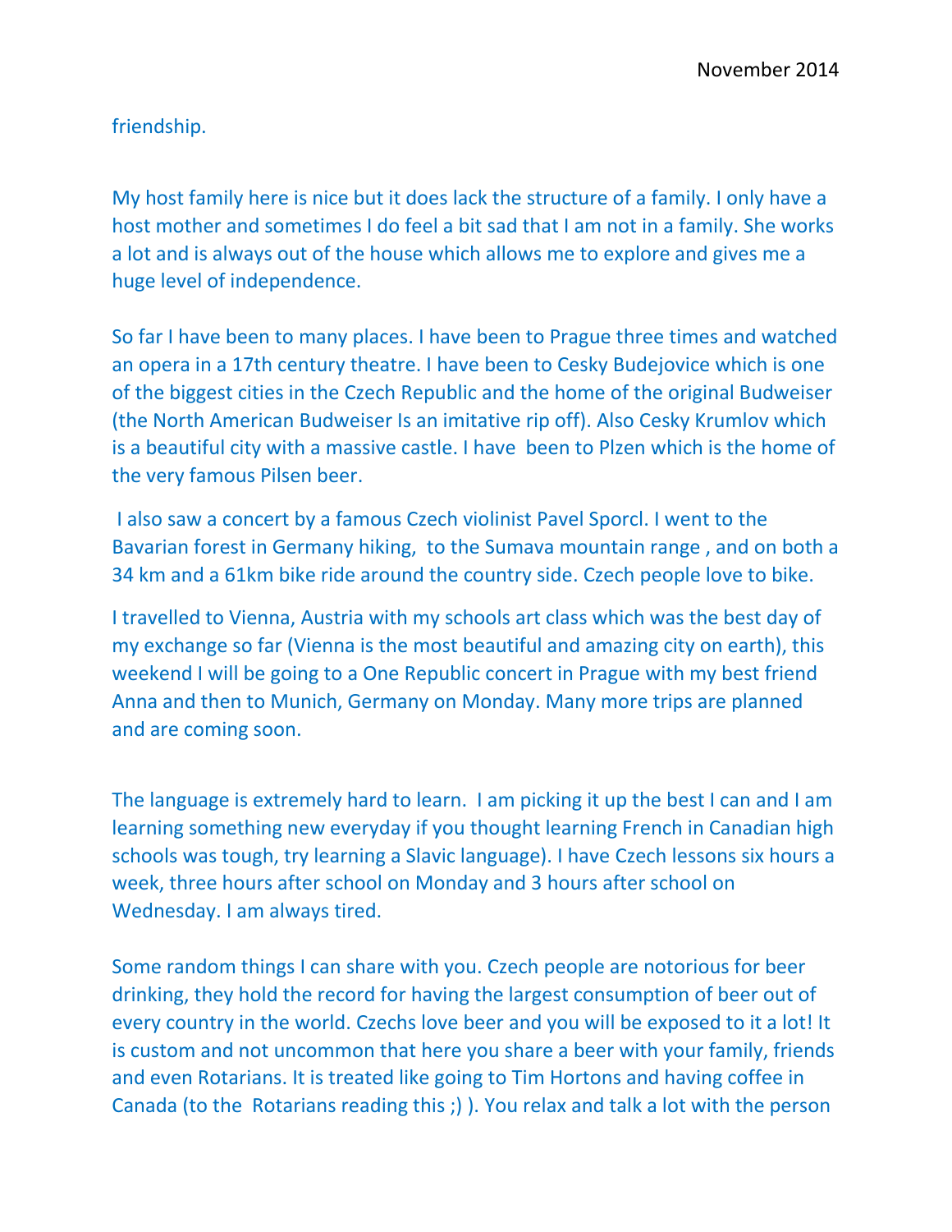November 2014

friendship.

My host family here is nice but it does lack the structure of a family. I only have a host mother and sometimes I do feel a bit sad that I am not in a family. She works a lot and is always out of the house which allows me to explore and gives me a huge level of independence.

So far I have been to many places. I have been to Prague three times and watched an opera in a 17th century theatre. I have been to Cesky Budejovice which is one of the biggest cities in the Czech Republic and the home of the original Budweiser (the North American Budweiser Is an imitative rip off). Also Cesky Krumlov which is a beautiful city with a massive castle. I have been to Plzen which is the home of the very famous Pilsen beer.

I also saw a concert by a famous Czech violinist Pavel Sporcl. I went to the Bavarian forest in Germany hiking, to the Sumava mountain range , and on both a 34 km and a 61km bike ride around the country side. Czech people love to bike.

I travelled to Vienna, Austria with my schools art class which was the best day of my exchange so far (Vienna is the most beautiful and amazing city on earth), this weekend I will be going to a One Republic concert in Prague with my best friend Anna and then to Munich, Germany on Monday. Many more trips are planned and are coming soon.

The language is extremely hard to learn. I am picking it up the best I can and I am learning something new everyday if you thought learning French in Canadian high schools was tough, try learning a Slavic language). I have Czech lessons six hours a week, three hours after school on Monday and 3 hours after school on Wednesday. I am always tired.

Some random things I can share with you. Czech people are notorious for beer drinking, they hold the record for having the largest consumption of beer out of every country in the world. Czechs love beer and you will be exposed to it a lot! It is custom and not uncommon that here you share a beer with your family, friends and even Rotarians. It is treated like going to Tim Hortons and having coffee in Canada (to the Rotarians reading this ;) ). You relax and talk a lot with the person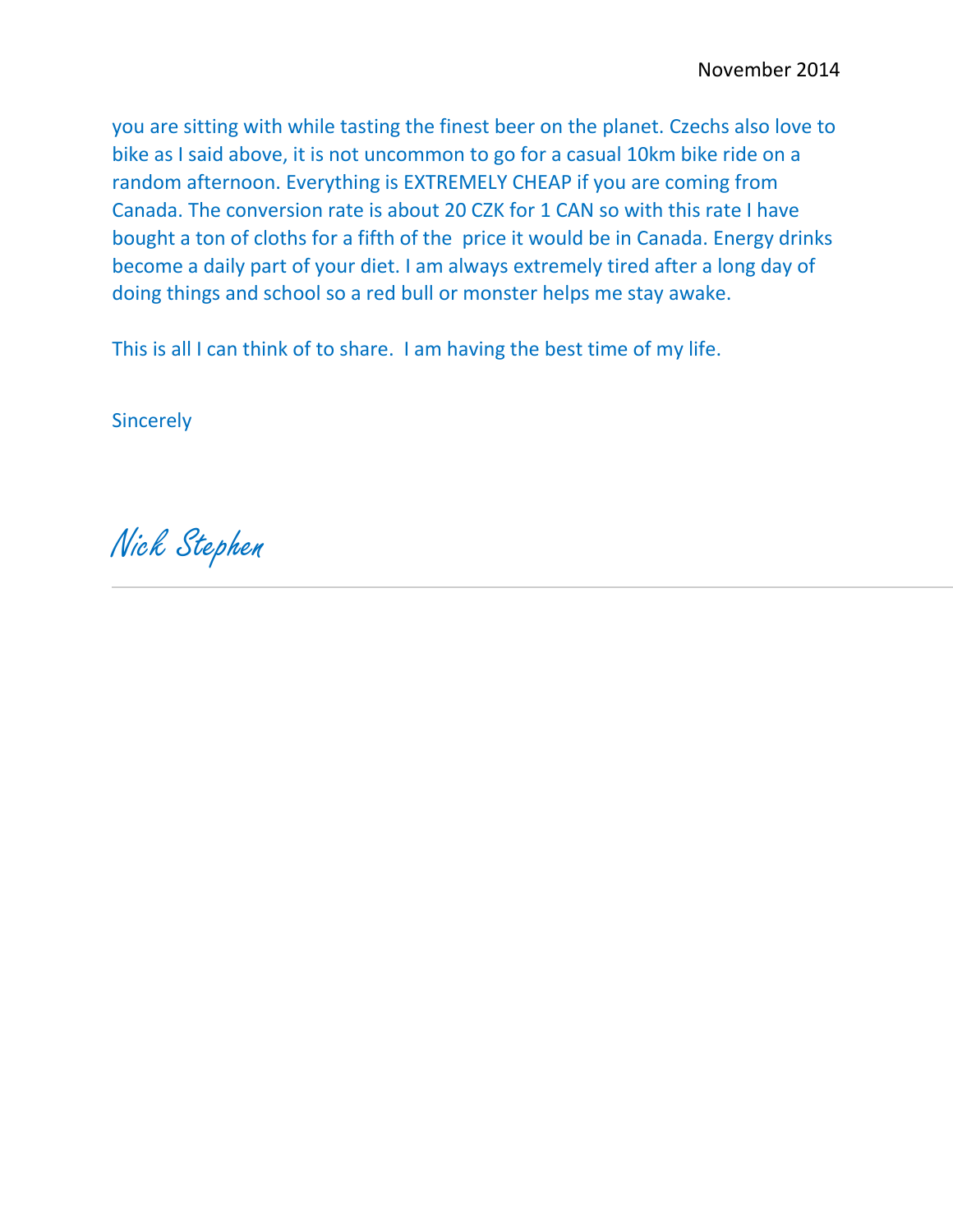you are sitting with while tasting the finest beer on the planet. Czechs also love to bike as I said above, it is not uncommon to go for a casual 10km bike ride on a random afternoon. Everything is EXTREMELY CHEAP if you are coming from Canada. The conversion rate is about 20 CZK for 1 CAN so with this rate I have bought a ton of cloths for a fifth of the price it would be in Canada. Energy drinks become a daily part of your diet. I am always extremely tired after a long day of doing things and school so a red bull or monster helps me stay awake.

This is all I can think of to share. I am having the best time of my life.

Sincerely

*Nick Stephen*